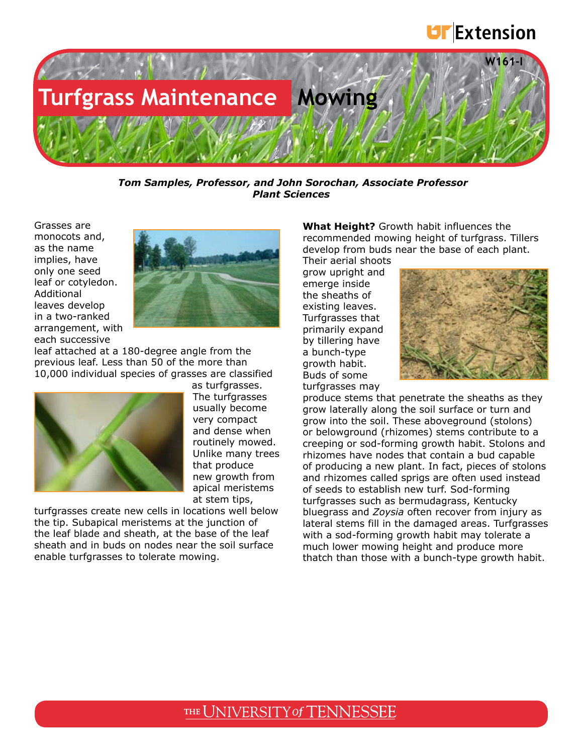W161-I

# Turfgrass Maintenance Mowing

***Tom Samples, Professor, and John Sorochan, Associate Professor***
***Plant Sciences***

Grasses are monocots and, as the name implies, have only one seed leaf or cotyledon. Additional leaves develop in a two-ranked arrangement, with each successive leaf attached at a 180-degree angle from the previous leaf. Less than 50 of the more than 10,000 individual species of grasses are classified as turfgrasses. The turfgrasses usually become very compact and dense when routinely mowed. Unlike many trees that produce new growth from apical meristems at stem tips, turfgrasses create new cells in locations well below the tip. Subapical meristems at the junction of the leaf blade and sheath, at the base of the leaf sheath and in buds on nodes near the soil surface enable turfgrasses to tolerate mowing.

**What Height?** Growth habit influences the recommended mowing height of turfgrass. Tillers develop from buds near the base of each plant. Their aerial shoots grow upright and emerge inside the sheaths of existing leaves. Turfgrasses that primarily expand by tillering have a bunch-type growth habit. Buds of some turfgrasses may produce stems that penetrate the sheaths as they grow laterally along the soil surface or turn and grow into the soil. These aboveground (stolons) or belowground (rhizomes) stems contribute to a creeping or sod-forming growth habit. Stolons and rhizomes have nodes that contain a bud capable of producing a new plant. In fact, pieces of stolons and rhizomes called sprigs are often used instead of seeds to establish new turf. Sod-forming turfgrasses such as bermudagrass, Kentucky bluegrass and *Zoysia* often recover from injury as lateral stems fill in the damaged areas. Turfgrasses with a sod-forming growth habit may tolerate a much lower mowing height and produce more thatch than those with a bunch-type growth habit.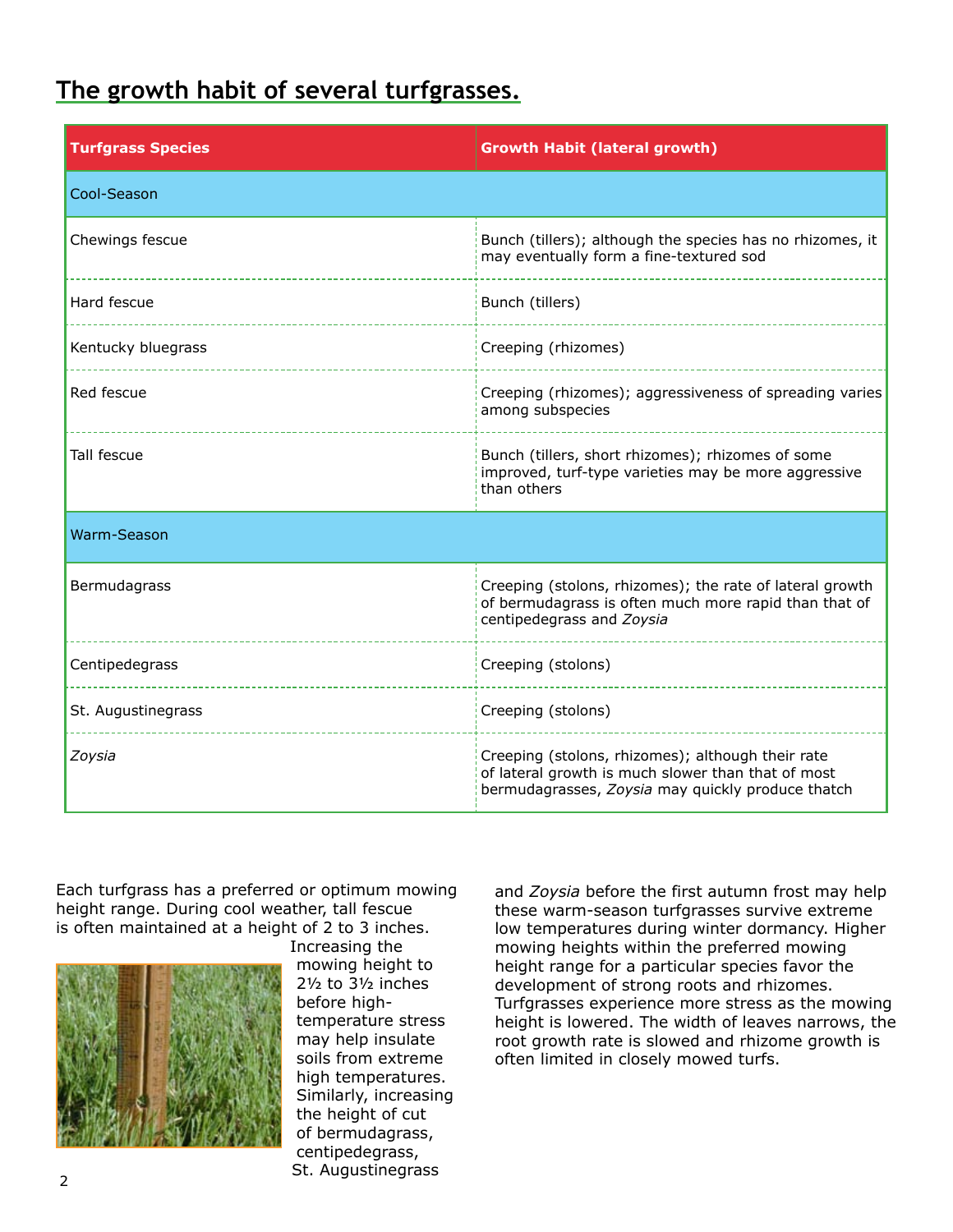## The growth habit of several turfgrasses.

| Turfgrass Species | Growth Habit (lateral growth) |
|---|---|
| Cool-Season | |
| Chewings fescue | Bunch (tillers); although the species has no rhizomes, it may eventually form a fine-textured sod |
| Hard fescue | Bunch (tillers) |
| Kentucky bluegrass | Creeping (rhizomes) |
| Red fescue | Creeping (rhizomes); aggressiveness of spreading varies among subspecies |
| Tall fescue | Bunch (tillers, short rhizomes); rhizomes of some improved, turf-type varieties may be more aggressive than others |
| Warm-Season | |
| Bermudagrass | Creeping (stolons, rhizomes); the rate of lateral growth of bermudagrass is often much more rapid than that of centipedegrass and *Zoysia* |
| Centipedegrass | Creeping (stolons) |
| St. Augustinegrass | Creeping (stolons) |
| *Zoysia* | Creeping (stolons, rhizomes); although their rate of lateral growth is much slower than that of most bermudagrasses, *Zoysia* may quickly produce thatch |

Each turfgrass has a preferred or optimum mowing height range. During cool weather, tall fescue is often maintained at a height of 2 to 3 inches. Increasing the mowing height to 2½ to 3½ inches before high-temperature stress may help insulate soils from extreme high temperatures. Similarly, increasing the height of cut of bermudagrass, centipedegrass, St. Augustinegrass and *Zoysia* before the first autumn frost may help these warm-season turfgrasses survive extreme low temperatures during winter dormancy. Higher mowing heights within the preferred mowing height range for a particular species favor the development of strong roots and rhizomes. Turfgrasses experience more stress as the mowing height is lowered. The width of leaves narrows, the root growth rate is slowed and rhizome growth is often limited in closely mowed turfs.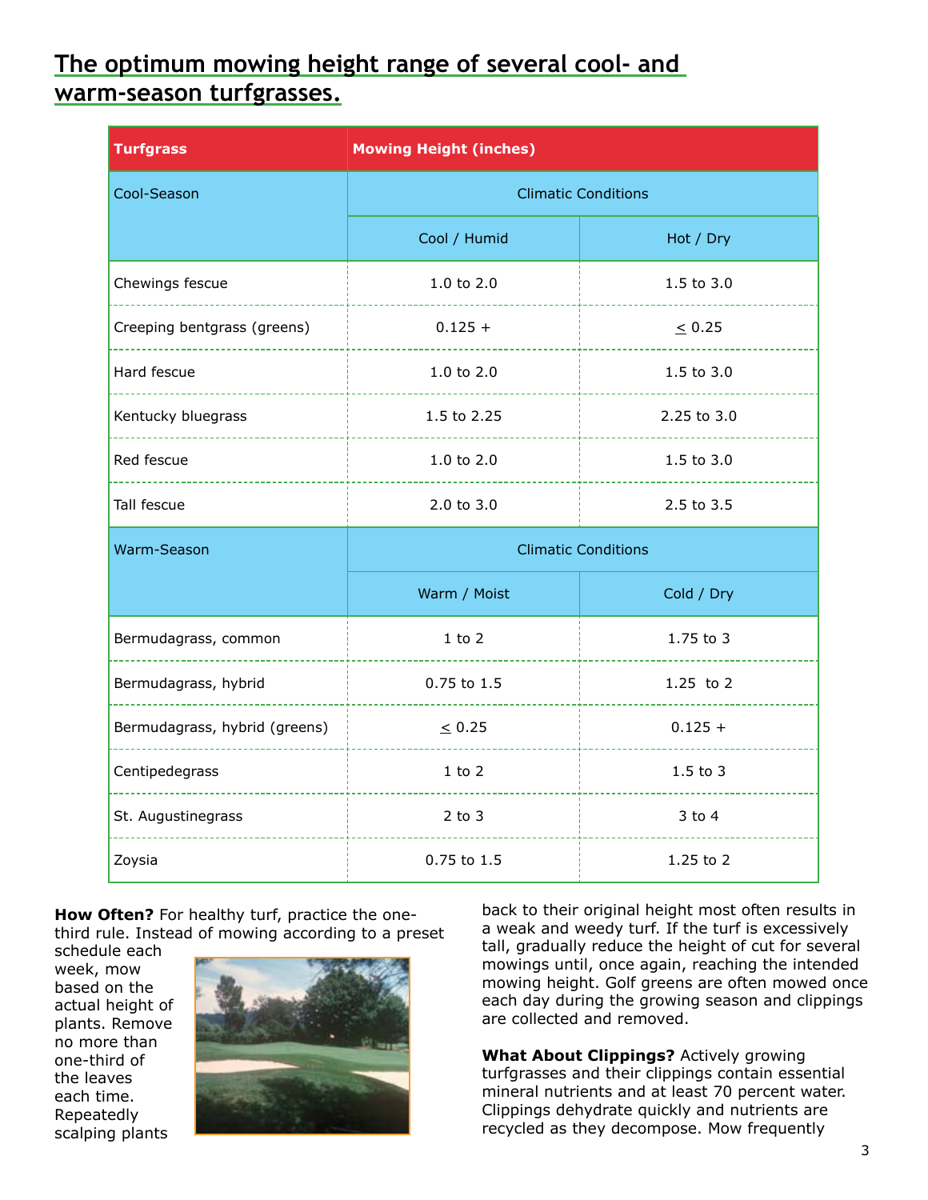## The optimum mowing height range of several cool- and warm-season turfgrasses.

| Turfgrass | Mowing Height (inches) | |
|---|---|---|
| Cool-Season | Climatic Conditions | |
| | Cool / Humid | Hot / Dry |
| Chewings fescue | 1.0 to 2.0 | 1.5 to 3.0 |
| Creeping bentgrass (greens) | 0.125 + | ≤ 0.25 |
| Hard fescue | 1.0 to 2.0 | 1.5 to 3.0 |
| Kentucky bluegrass | 1.5 to 2.25 | 2.25 to 3.0 |
| Red fescue | 1.0 to 2.0 | 1.5 to 3.0 |
| Tall fescue | 2.0 to 3.0 | 2.5 to 3.5 |
| Warm-Season | Climatic Conditions | |
| | Warm / Moist | Cold / Dry |
| Bermudagrass, common | 1 to 2 | 1.75 to 3 |
| Bermudagrass, hybrid | 0.75 to 1.5 | 1.25 to 2 |
| Bermudagrass, hybrid (greens) | ≤ 0.25 | 0.125 + |
| Centipedegrass | 1 to 2 | 1.5 to 3 |
| St. Augustinegrass | 2 to 3 | 3 to 4 |
| Zoysia | 0.75 to 1.5 | 1.25 to 2 |

**How Often?** For healthy turf, practice the one-third rule. Instead of mowing according to a preset schedule each week, mow based on the actual height of plants. Remove no more than one-third of the leaves each time. Repeatedly scalping plants back to their original height most often results in a weak and weedy turf. If the turf is excessively tall, gradually reduce the height of cut for several mowings until, once again, reaching the intended mowing height. Golf greens are often mowed once each day during the growing season and clippings are collected and removed.

**What About Clippings?** Actively growing turfgrasses and their clippings contain essential mineral nutrients and at least 70 percent water. Clippings dehydrate quickly and nutrients are recycled as they decompose. Mow frequently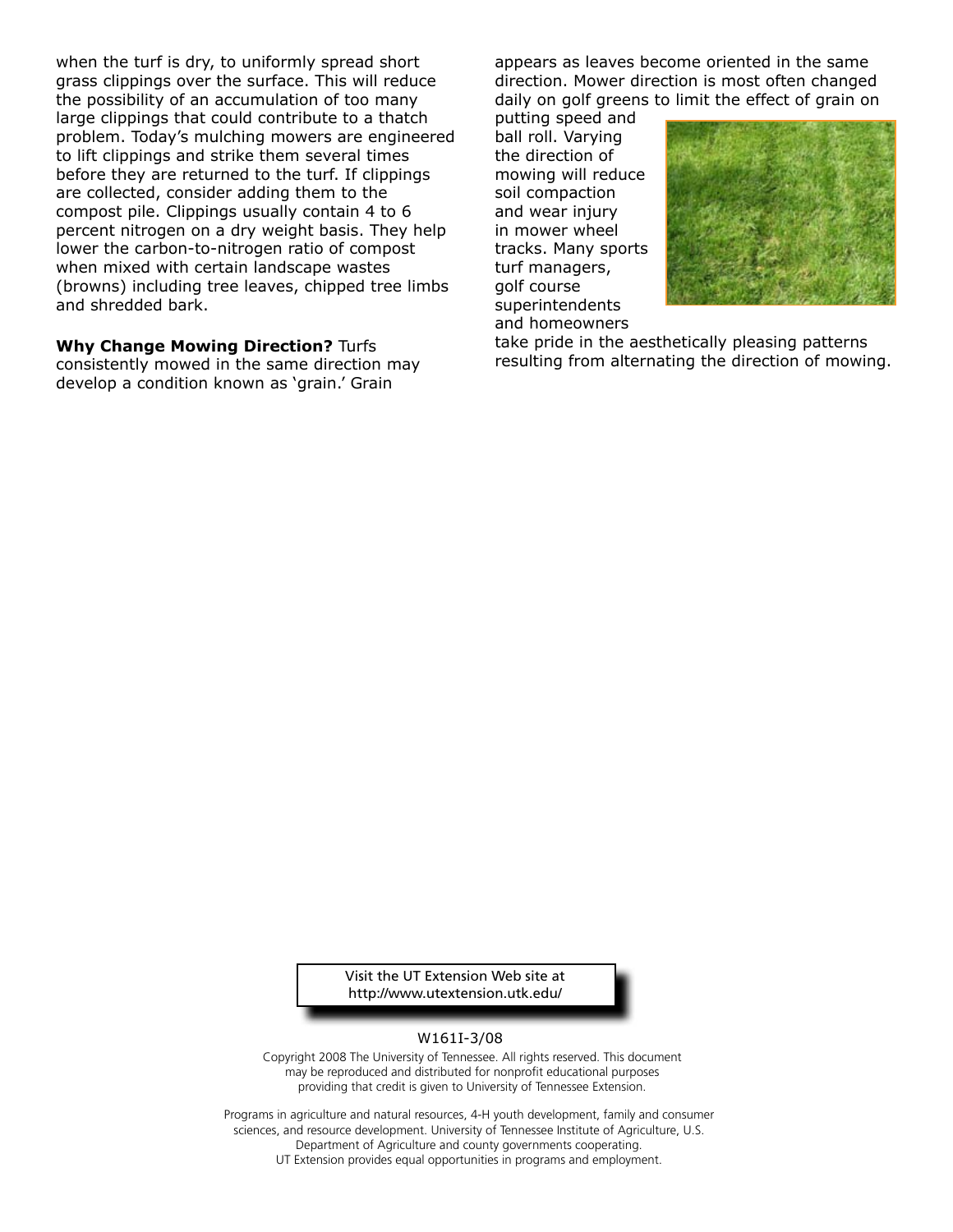when the turf is dry, to uniformly spread short grass clippings over the surface. This will reduce the possibility of an accumulation of too many large clippings that could contribute to a thatch problem. Today's mulching mowers are engineered to lift clippings and strike them several times before they are returned to the turf. If clippings are collected, consider adding them to the compost pile. Clippings usually contain 4 to 6 percent nitrogen on a dry weight basis. They help lower the carbon-to-nitrogen ratio of compost when mixed with certain landscape wastes (browns) including tree leaves, chipped tree limbs and shredded bark.

**Why Change Mowing Direction?** Turfs consistently mowed in the same direction may develop a condition known as 'grain.' Grain appears as leaves become oriented in the same direction. Mower direction is most often changed daily on golf greens to limit the effect of grain on putting speed and ball roll. Varying the direction of mowing will reduce soil compaction and wear injury in mower wheel tracks. Many sports turf managers, golf course superintendents and homeowners take pride in the aesthetically pleasing patterns resulting from alternating the direction of mowing.

Visit the UT Extension Web site at
http://www.utextension.utk.edu/

W161I-3/08

Copyright 2008 The University of Tennessee. All rights reserved. This document may be reproduced and distributed for nonprofit educational purposes providing that credit is given to University of Tennessee Extension.

Programs in agriculture and natural resources, 4-H youth development, family and consumer sciences, and resource development. University of Tennessee Institute of Agriculture, U.S. Department of Agriculture and county governments cooperating.
UT Extension provides equal opportunities in programs and employment.